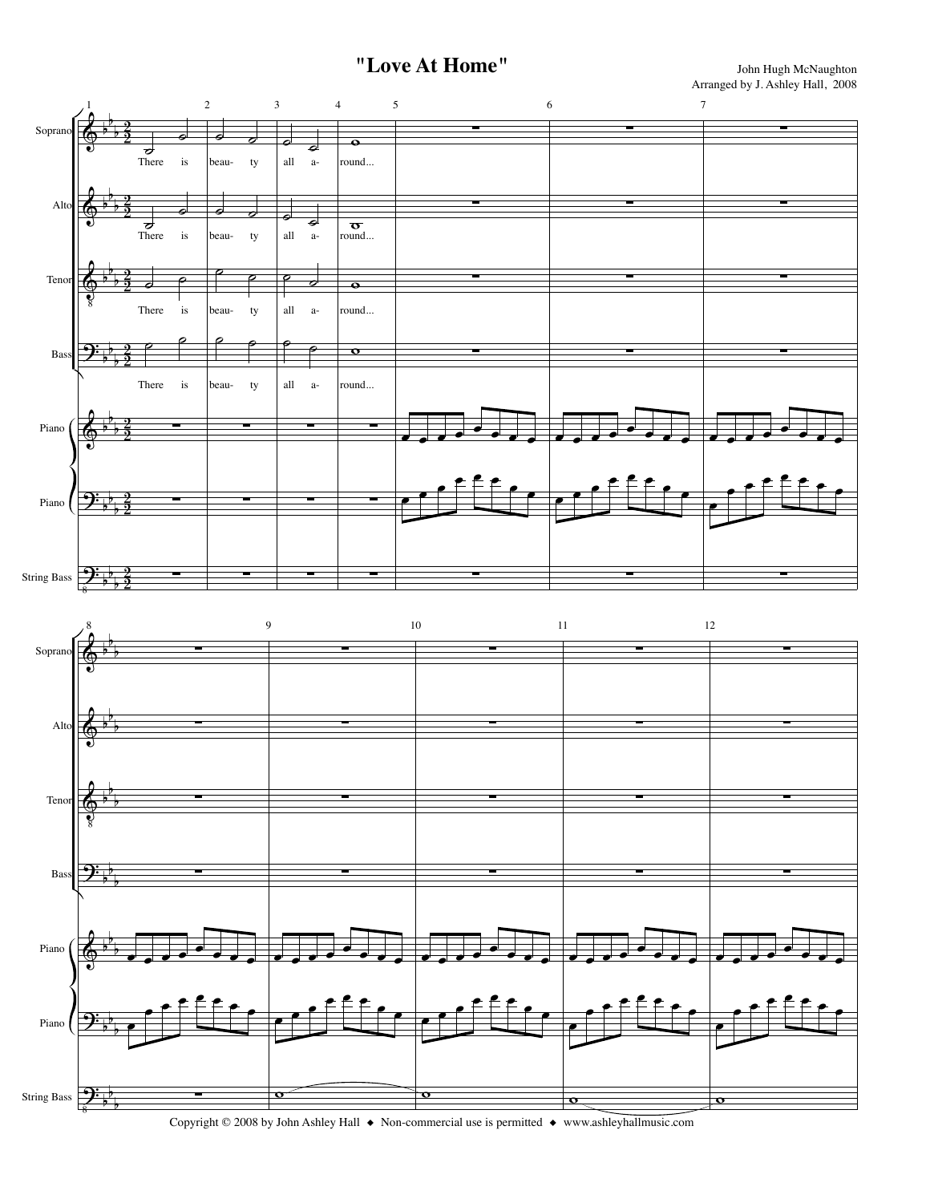# "Love At Home"

John Hugh McNaughton
Arranged by J. Ashley Hall, 2008

Copyright © 2008 by John Ashley Hall ◆ Non-commercial use is permitted ◆ www.ashleyhallmusic.com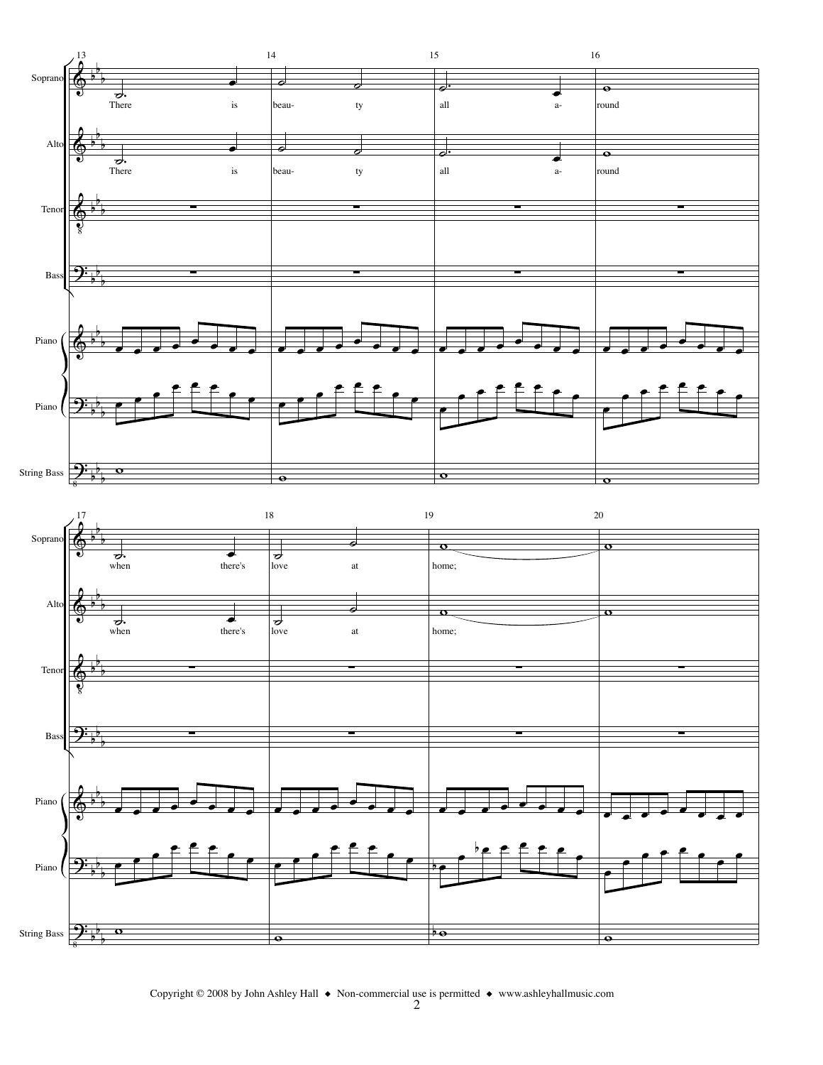Soprano, Alto:

There is beau- ty all a- round when there's love at home;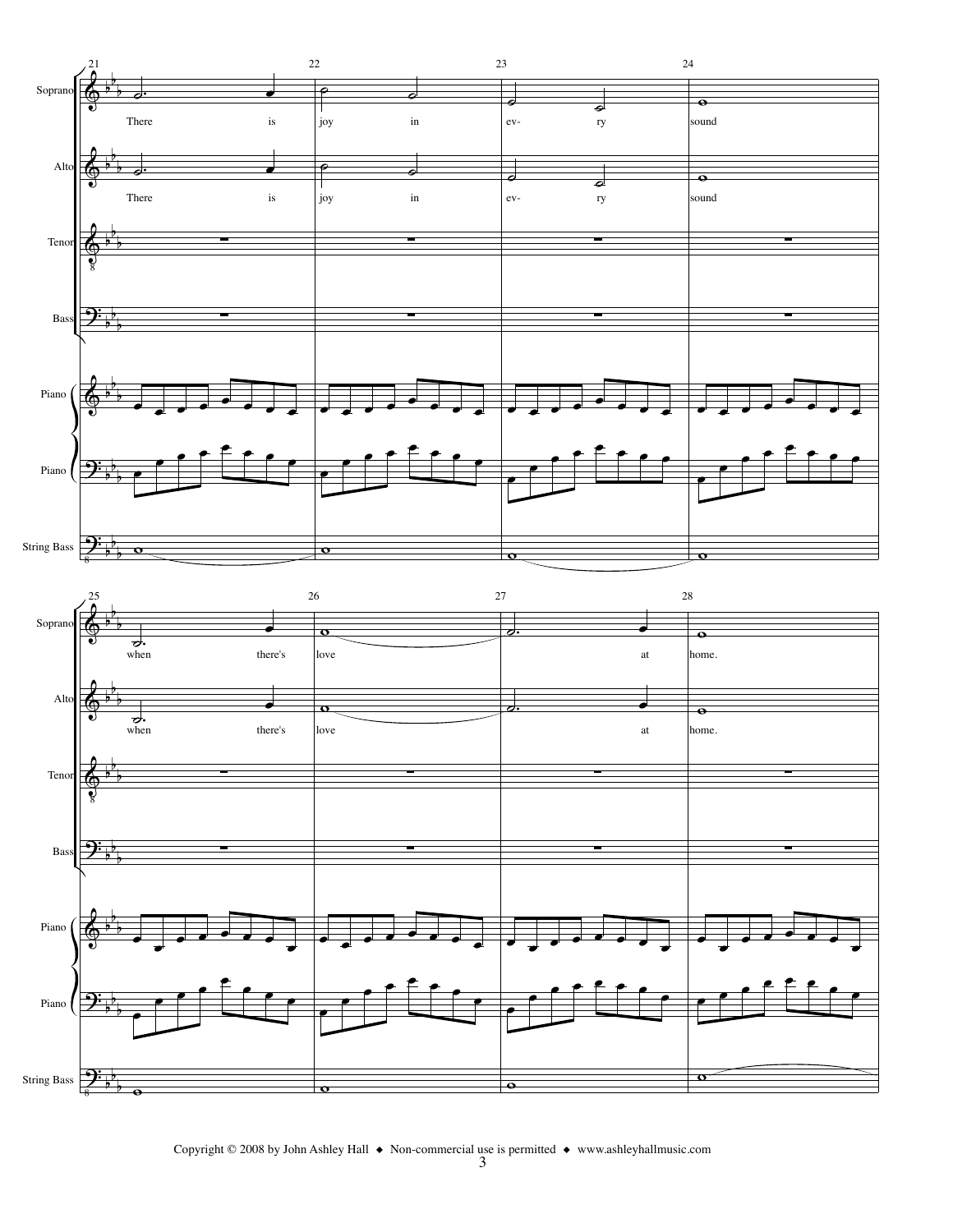There is joy in ev- ry sound when there's love at home.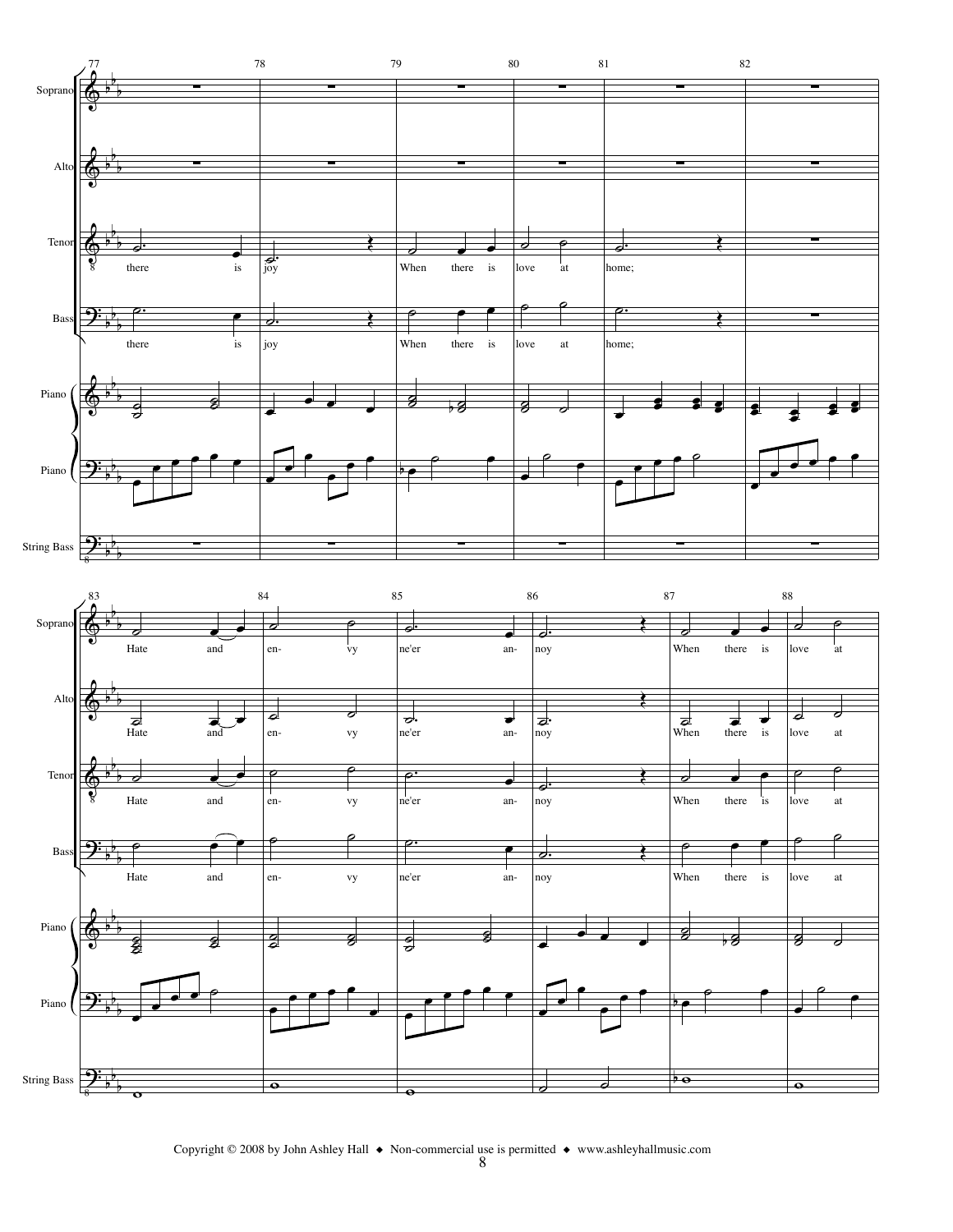Soprano
Alto
Tenor
Bass
Piano
Piano
String Bass

77 78 79 80 81 82

Tenor: there is joy When there is love at home;

Bass: there is joy When there is love at home;

83 84 85 86 87 88

Soprano: Hate and en- vy ne'er an- noy When there is love at

Alto: Hate and en- vy ne'er an- noy When there is love at

Tenor: Hate and en- vy ne'er an- noy When there is love at

Bass: Hate and en- vy ne'er an- noy When there is love at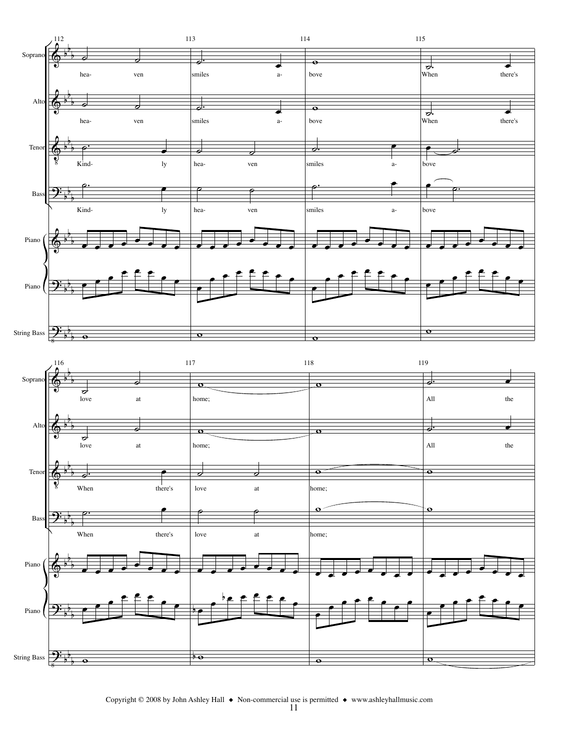Soprano: hea- ven smiles a- bove When there's love at home; All the

Alto: hea- ven smiles a- bove When there's love at home; All the

Tenor: Kind- ly hea- ven smiles a- bove When there's love at home;

Bass: Kind- ly hea- ven smiles a- bove When there's love at home;

Piano

String Bass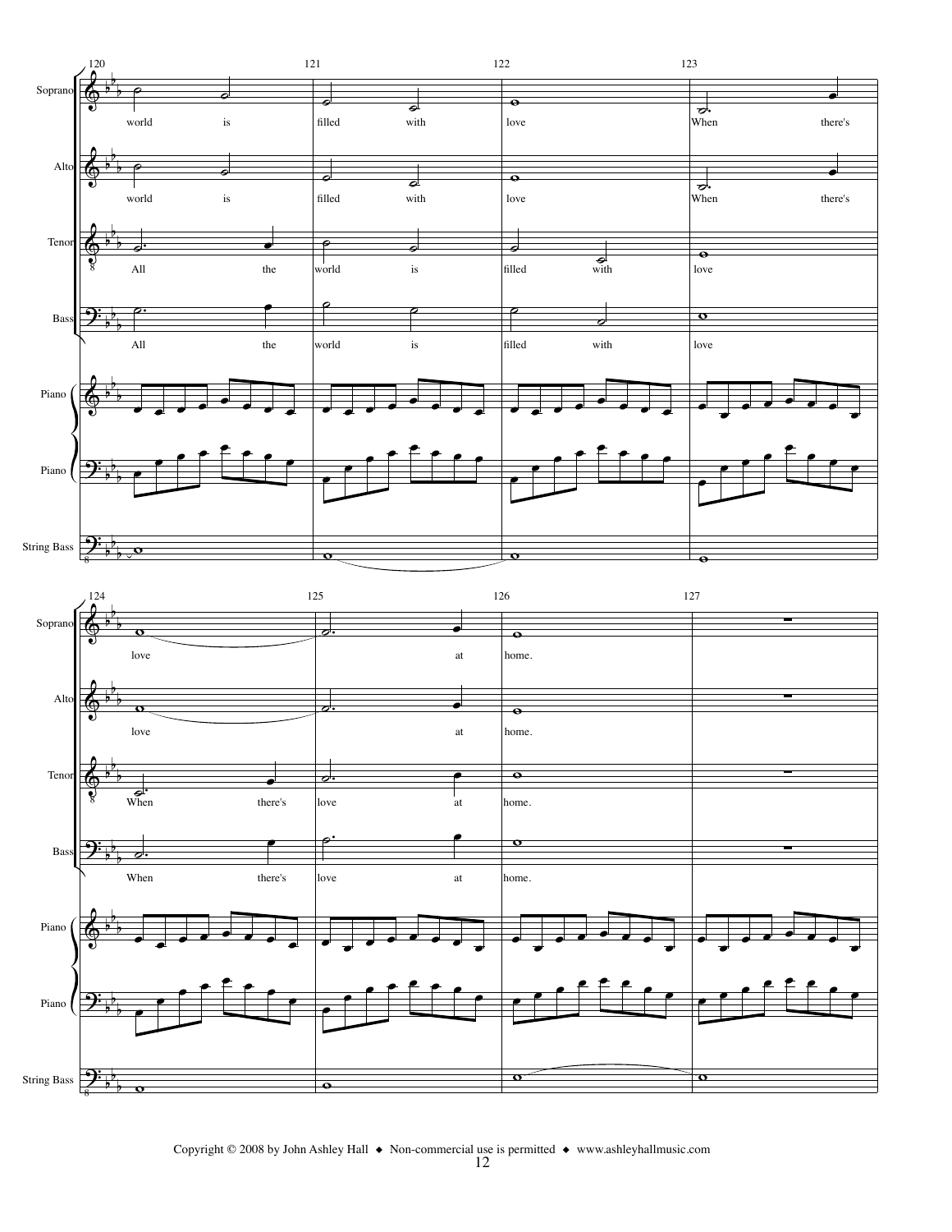Soprano: world is filled with love When there's love at home.

Alto: world is filled with love When there's love at home.

Tenor: All the world is filled with love When there's love at home.

Bass: All the world is filled with love When there's love at home.

Piano

String Bass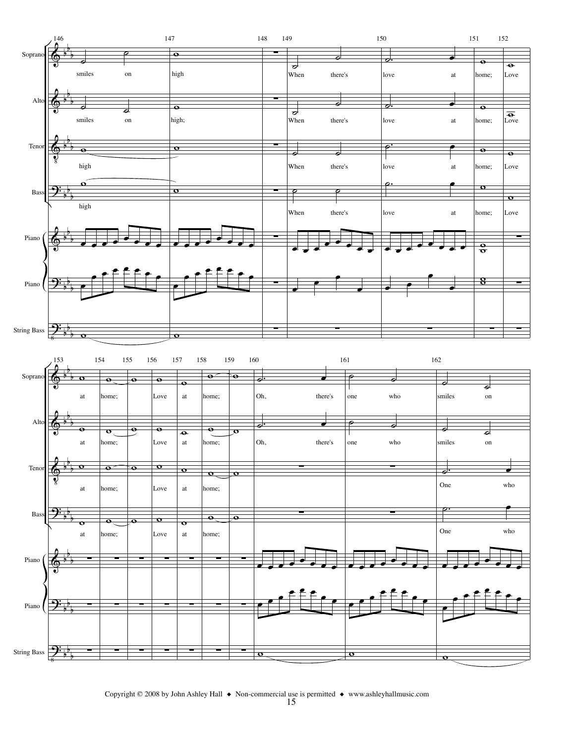Soprano: smiles on high When there's love at home; Love at home; Love at home; Oh, there's one who smiles on

Alto: smiles on high; When there's love at home; Love at home; Love at home; Oh, there's one who smiles on

Tenor: high When there's love at home; Love at home; Love at home; One who

Bass: high When there's love at home; Love at home; Love at home; One who

Piano

Piano

String Bass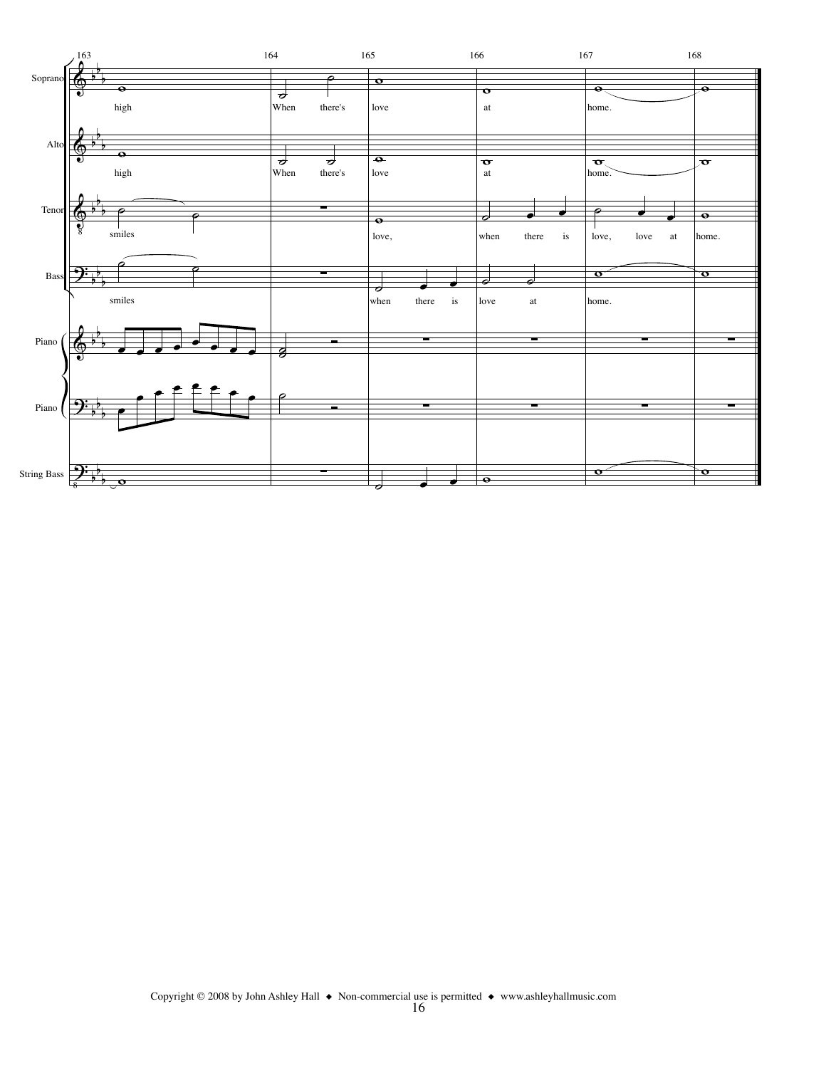163 164 165 166 167 168

Soprano: high When there's love at home.

Alto: high When there's love at home.

Tenor: smiles love, when there is love, love at home.

Bass: smiles when there is love at home.

Piano

Piano

String Bass